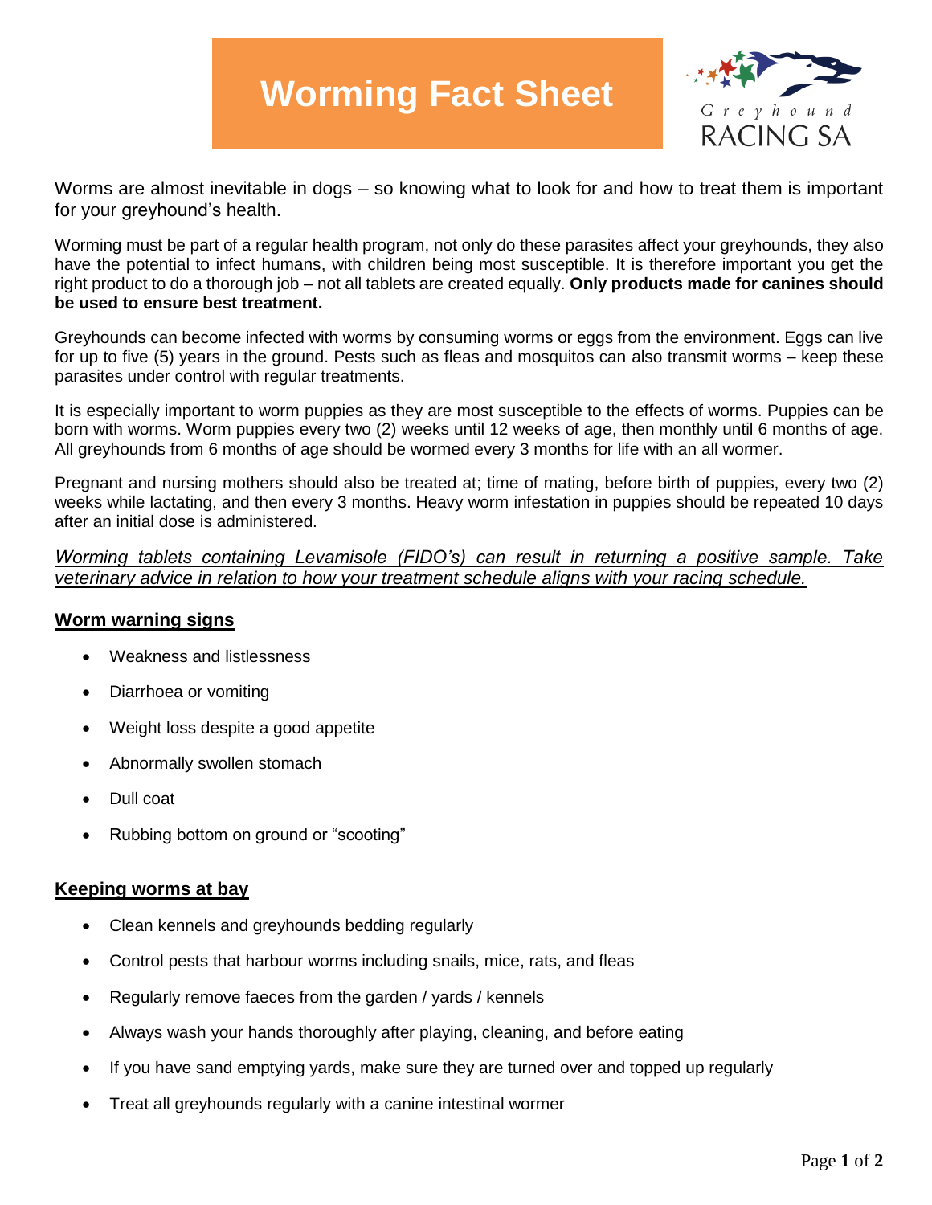# Worming Fact Sheet

Greyhound RACING SA

Worms are almost inevitable in dogs – so knowing what to look for and how to treat them is important for your greyhound's health.

Worming must be part of a regular health program, not only do these parasites affect your greyhounds, they also have the potential to infect humans, with children being most susceptible. It is therefore important you get the right product to do a thorough job – not all tablets are created equally. **Only products made for canines should be used to ensure best treatment.**

Greyhounds can become infected with worms by consuming worms or eggs from the environment. Eggs can live for up to five (5) years in the ground. Pests such as fleas and mosquitos can also transmit worms – keep these parasites under control with regular treatments.

It is especially important to worm puppies as they are most susceptible to the effects of worms. Puppies can be born with worms. Worm puppies every two (2) weeks until 12 weeks of age, then monthly until 6 months of age. All greyhounds from 6 months of age should be wormed every 3 months for life with an all wormer.

Pregnant and nursing mothers should also be treated at; time of mating, before birth of puppies, every two (2) weeks while lactating, and then every 3 months. Heavy worm infestation in puppies should be repeated 10 days after an initial dose is administered.

*Worming tablets containing Levamisole (FIDO's) can result in returning a positive sample. Take veterinary advice in relation to how your treatment schedule aligns with your racing schedule.*

## Worm warning signs

- Weakness and listlessness
- Diarrhoea or vomiting
- Weight loss despite a good appetite
- Abnormally swollen stomach
- Dull coat
- Rubbing bottom on ground or "scooting"

## Keeping worms at bay

- Clean kennels and greyhounds bedding regularly
- Control pests that harbour worms including snails, mice, rats, and fleas
- Regularly remove faeces from the garden / yards / kennels
- Always wash your hands thoroughly after playing, cleaning, and before eating
- If you have sand emptying yards, make sure they are turned over and topped up regularly
- Treat all greyhounds regularly with a canine intestinal wormer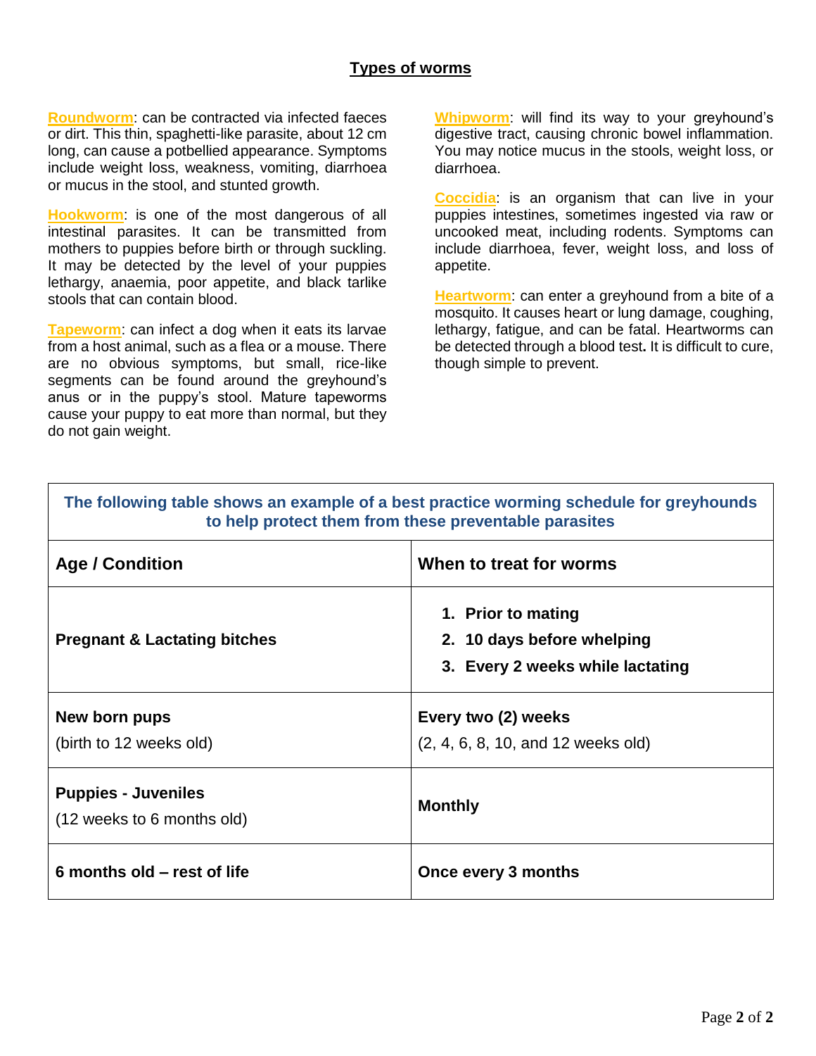## Types of worms

**Roundworm**: can be contracted via infected faeces or dirt. This thin, spaghetti-like parasite, about 12 cm long, can cause a potbellied appearance. Symptoms include weight loss, weakness, vomiting, diarrhoea or mucus in the stool, and stunted growth.

**Hookworm**: is one of the most dangerous of all intestinal parasites. It can be transmitted from mothers to puppies before birth or through suckling. It may be detected by the level of your puppies lethargy, anaemia, poor appetite, and black tarlike stools that can contain blood.

**Tapeworm**: can infect a dog when it eats its larvae from a host animal, such as a flea or a mouse. There are no obvious symptoms, but small, rice-like segments can be found around the greyhound's anus or in the puppy's stool. Mature tapeworms cause your puppy to eat more than normal, but they do not gain weight.

**Whipworm**: will find its way to your greyhound's digestive tract, causing chronic bowel inflammation. You may notice mucus in the stools, weight loss, or diarrhoea.

**Coccidia**: is an organism that can live in your puppies intestines, sometimes ingested via raw or uncooked meat, including rodents. Symptoms can include diarrhoea, fever, weight loss, and loss of appetite.

**Heartworm**: can enter a greyhound from a bite of a mosquito. It causes heart or lung damage, coughing, lethargy, fatigue, and can be fatal. Heartworms can be detected through a blood test**.** It is difficult to cure, though simple to prevent.

**The following table shows an example of a best practice worming schedule for greyhounds to help protect them from these preventable parasites**

| Age / Condition | When to treat for worms |
|---|---|
| **Pregnant & Lactating bitches** | **1. Prior to mating**<br>**2. 10 days before whelping**<br>**3. Every 2 weeks while lactating** |
| **New born pups**<br>(birth to 12 weeks old) | **Every two (2) weeks**<br>(2, 4, 6, 8, 10, and 12 weeks old) |
| **Puppies - Juveniles**<br>(12 weeks to 6 months old) | **Monthly** |
| **6 months old – rest of life** | **Once every 3 months** |